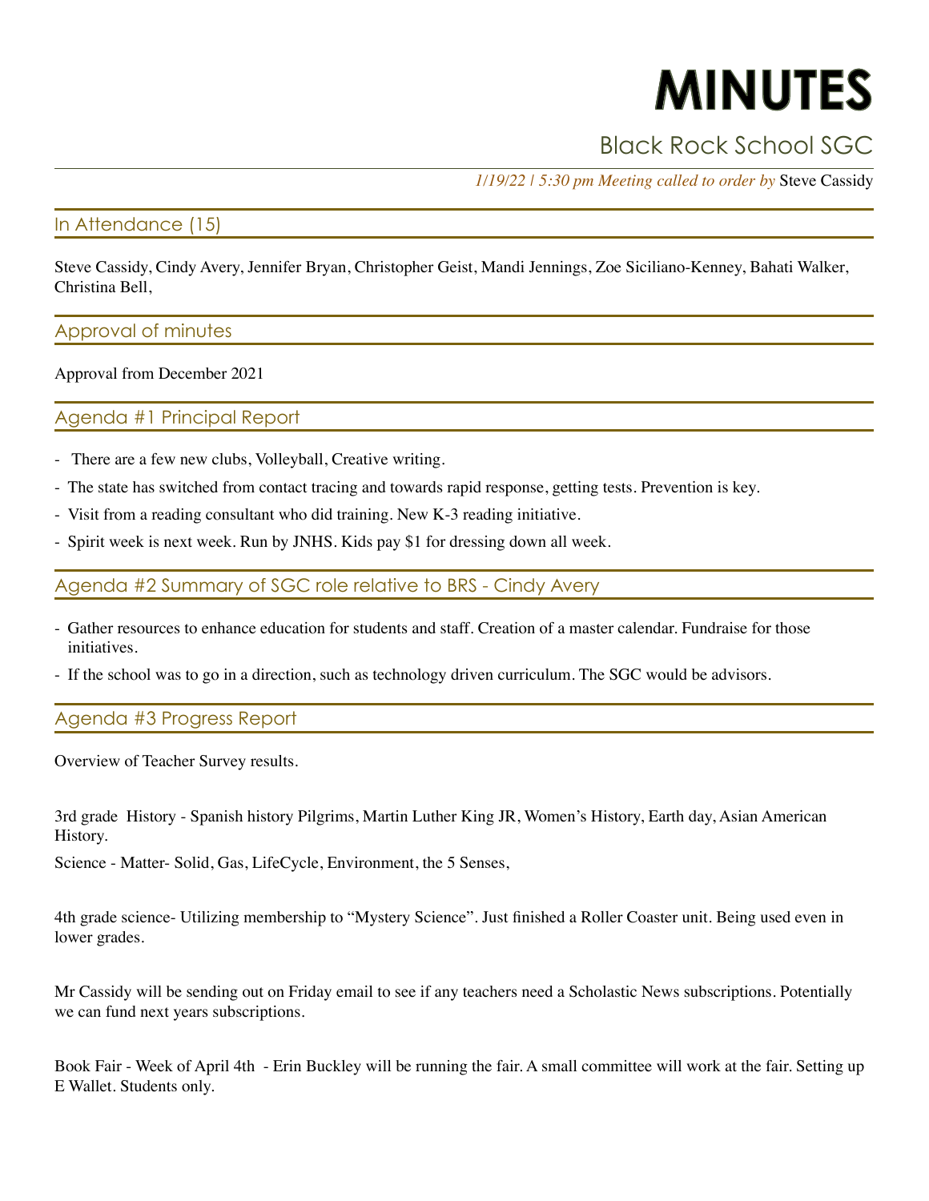# MINUTES

## Black Rock School SGC

*1/19/22 | 5:30 pm Meeting called to order by* Steve Cassidy

## In Attendance (15)

Steve Cassidy, Cindy Avery, Jennifer Bryan, Christopher Geist, Mandi Jennings, Zoe Siciliano-Kenney, Bahati Walker, Christina Bell,

## Approval of minutes

Approval from December 2021

## Agenda #1 Principal Report

- There are a few new clubs, Volleyball, Creative writing.
- The state has switched from contact tracing and towards rapid response, getting tests. Prevention is key.
- Visit from a reading consultant who did training. New K-3 reading initiative.
- Spirit week is next week. Run by JNHS. Kids pay $1 for dressing down all week.

## Agenda #2 Summary of SGC role relative to BRS - Cindy Avery

- Gather resources to enhance education for students and staff. Creation of a master calendar. Fundraise for those initiatives.
- If the school was to go in a direction, such as technology driven curriculum. The SGC would be advisors.

## Agenda #3 Progress Report

Overview of Teacher Survey results.

3rd grade History - Spanish history Pilgrims, Martin Luther King JR, Women's History, Earth day, Asian American History.

Science - Matter- Solid, Gas, LifeCycle, Environment, the 5 Senses,

4th grade science- Utilizing membership to "Mystery Science". Just finished a Roller Coaster unit. Being used even in lower grades.

Mr Cassidy will be sending out on Friday email to see if any teachers need a Scholastic News subscriptions. Potentially we can fund next years subscriptions.

Book Fair - Week of April 4th - Erin Buckley will be running the fair. A small committee will work at the fair. Setting up E Wallet. Students only.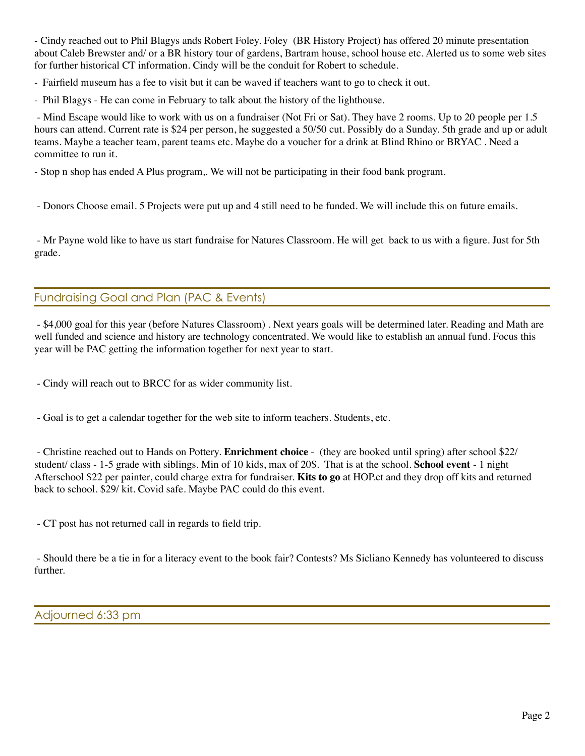- Cindy reached out to Phil Blagys ands Robert Foley. Foley (BR History Project) has offered 20 minute presentation about Caleb Brewster and/ or a BR history tour of gardens, Bartram house, school house etc. Alerted us to some web sites for further historical CT information. Cindy will be the conduit for Robert to schedule.

- Fairfield museum has a fee to visit but it can be waved if teachers want to go to check it out.

- Phil Blagys - He can come in February to talk about the history of the lighthouse.

- Mind Escape would like to work with us on a fundraiser (Not Fri or Sat). They have 2 rooms. Up to 20 people per 1.5 hours can attend. Current rate is $24 per person, he suggested a 50/50 cut. Possibly do a Sunday. 5th grade and up or adult teams. Maybe a teacher team, parent teams etc. Maybe do a voucher for a drink at Blind Rhino or BRYAC . Need a committee to run it.

- Stop n shop has ended A Plus program,. We will not be participating in their food bank program.

- Donors Choose email. 5 Projects were put up and 4 still need to be funded. We will include this on future emails.

- Mr Payne wold like to have us start fundraise for Natures Classroom. He will get back to us with a figure. Just for 5th grade.

## Fundraising Goal and Plan (PAC & Events)

- $4,000 goal for this year (before Natures Classroom) . Next years goals will be determined later. Reading and Math are well funded and science and history are technology concentrated. We would like to establish an annual fund. Focus this year will be PAC getting the information together for next year to start.

- Cindy will reach out to BRCC for as wider community list.

- Goal is to get a calendar together for the web site to inform teachers. Students, etc.

- Christine reached out to Hands on Pottery. **Enrichment choice** - (they are booked until spring) after school $22/ student/ class - 1-5 grade with siblings. Min of 10 kids, max of 20$. That is at the school. **School event** - 1 night Afterschool $22 per painter, could charge extra for fundraiser. **Kits to go** at HOP.ct and they drop off kits and returned back to school. $29/ kit. Covid safe. Maybe PAC could do this event.

- CT post has not returned call in regards to field trip.

- Should there be a tie in for a literacy event to the book fair? Contests? Ms Sicliano Kennedy has volunteered to discuss further.

## Adjourned 6:33 pm